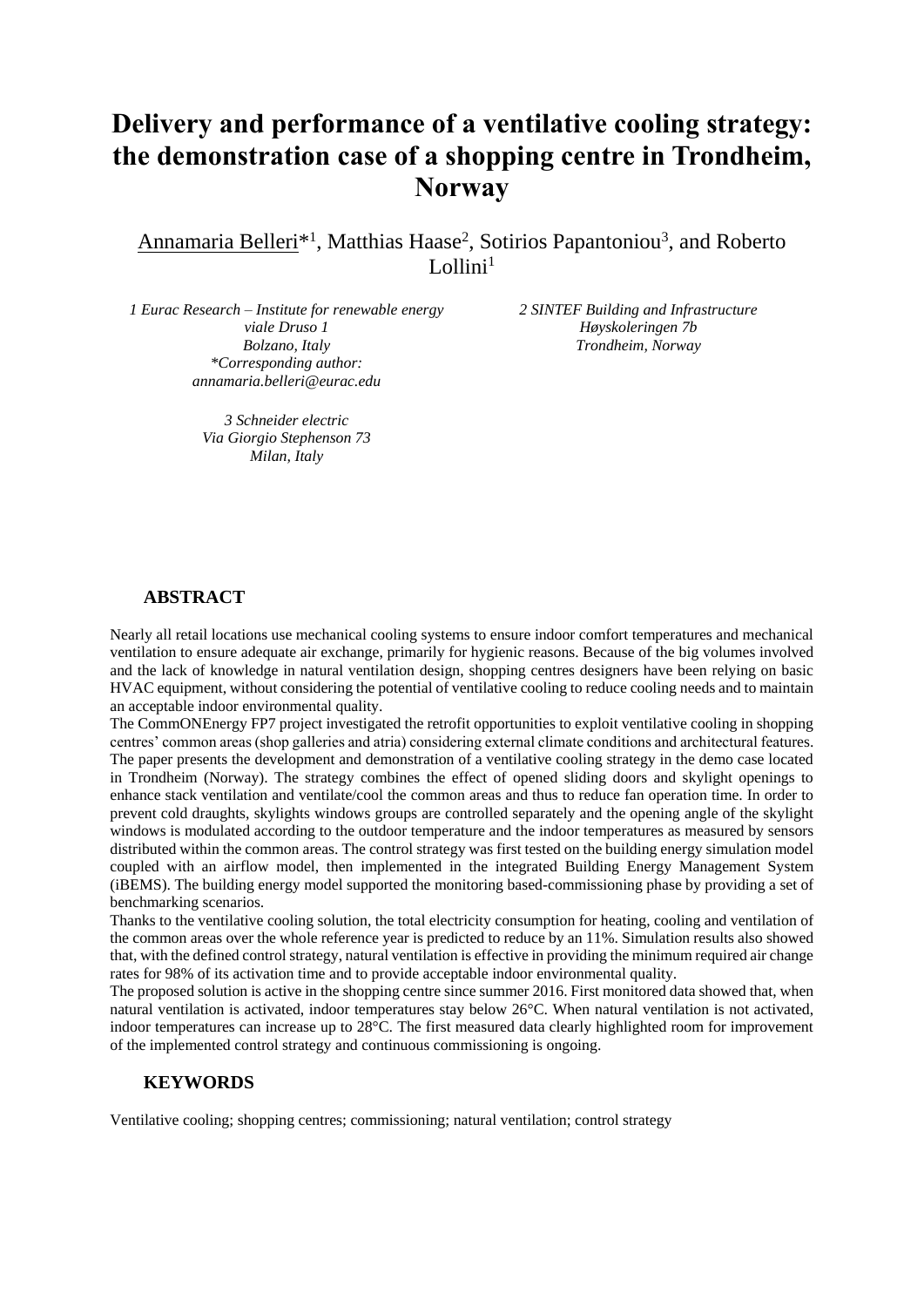# Delivery and performance of a ventilative cooling strategy: the demonstration case of a shopping centre in Trondheim, Norway

Annamaria Belleri*[1], Matthias Haase[2], Sotirios Papantoniou[3], and Roberto Lollini[1]

*1 Eurac Research – Institute for renewable energy*
*viale Druso 1*
*Bolzano, Italy*
*\*Corresponding author: annamaria.belleri@eurac.edu*

*2 SINTEF Building and Infrastructure*
*Høyskoleringen 7b*
*Trondheim, Norway*

*3 Schneider electric*
*Via Giorgio Stephenson 73*
*Milan, Italy*

## ABSTRACT

Nearly all retail locations use mechanical cooling systems to ensure indoor comfort temperatures and mechanical ventilation to ensure adequate air exchange, primarily for hygienic reasons. Because of the big volumes involved and the lack of knowledge in natural ventilation design, shopping centres designers have been relying on basic HVAC equipment, without considering the potential of ventilative cooling to reduce cooling needs and to maintain an acceptable indoor environmental quality.

The CommONEnergy FP7 project investigated the retrofit opportunities to exploit ventilative cooling in shopping centres' common areas (shop galleries and atria) considering external climate conditions and architectural features. The paper presents the development and demonstration of a ventilative cooling strategy in the demo case located in Trondheim (Norway). The strategy combines the effect of opened sliding doors and skylight openings to enhance stack ventilation and ventilate/cool the common areas and thus to reduce fan operation time. In order to prevent cold draughts, skylights windows groups are controlled separately and the opening angle of the skylight windows is modulated according to the outdoor temperature and the indoor temperatures as measured by sensors distributed within the common areas. The control strategy was first tested on the building energy simulation model coupled with an airflow model, then implemented in the integrated Building Energy Management System (iBEMS). The building energy model supported the monitoring based-commissioning phase by providing a set of benchmarking scenarios.

Thanks to the ventilative cooling solution, the total electricity consumption for heating, cooling and ventilation of the common areas over the whole reference year is predicted to reduce by an 11%. Simulation results also showed that, with the defined control strategy, natural ventilation is effective in providing the minimum required air change rates for 98% of its activation time and to provide acceptable indoor environmental quality.

The proposed solution is active in the shopping centre since summer 2016. First monitored data showed that, when natural ventilation is activated, indoor temperatures stay below 26°C. When natural ventilation is not activated, indoor temperatures can increase up to 28°C. The first measured data clearly highlighted room for improvement of the implemented control strategy and continuous commissioning is ongoing.

## KEYWORDS

Ventilative cooling; shopping centres; commissioning; natural ventilation; control strategy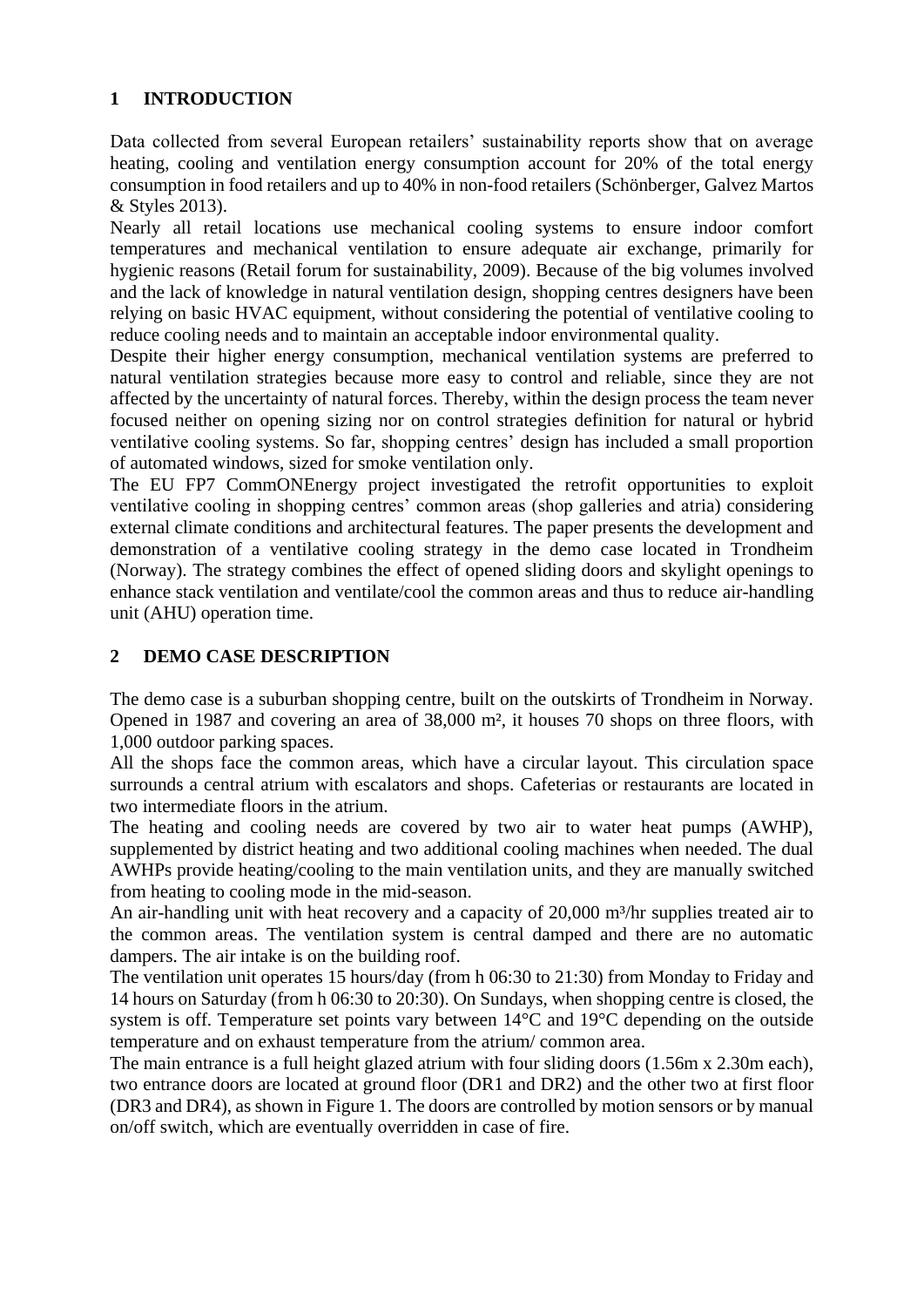## 1 INTRODUCTION

Data collected from several European retailers' sustainability reports show that on average heating, cooling and ventilation energy consumption account for 20% of the total energy consumption in food retailers and up to 40% in non-food retailers (Schönberger, Galvez Martos & Styles 2013).

Nearly all retail locations use mechanical cooling systems to ensure indoor comfort temperatures and mechanical ventilation to ensure adequate air exchange, primarily for hygienic reasons (Retail forum for sustainability, 2009). Because of the big volumes involved and the lack of knowledge in natural ventilation design, shopping centres designers have been relying on basic HVAC equipment, without considering the potential of ventilative cooling to reduce cooling needs and to maintain an acceptable indoor environmental quality.

Despite their higher energy consumption, mechanical ventilation systems are preferred to natural ventilation strategies because more easy to control and reliable, since they are not affected by the uncertainty of natural forces. Thereby, within the design process the team never focused neither on opening sizing nor on control strategies definition for natural or hybrid ventilative cooling systems. So far, shopping centres' design has included a small proportion of automated windows, sized for smoke ventilation only.

The EU FP7 CommONEnergy project investigated the retrofit opportunities to exploit ventilative cooling in shopping centres' common areas (shop galleries and atria) considering external climate conditions and architectural features. The paper presents the development and demonstration of a ventilative cooling strategy in the demo case located in Trondheim (Norway). The strategy combines the effect of opened sliding doors and skylight openings to enhance stack ventilation and ventilate/cool the common areas and thus to reduce air-handling unit (AHU) operation time.

## 2 DEMO CASE DESCRIPTION

The demo case is a suburban shopping centre, built on the outskirts of Trondheim in Norway. Opened in 1987 and covering an area of 38,000 m², it houses 70 shops on three floors, with 1,000 outdoor parking spaces.

All the shops face the common areas, which have a circular layout. This circulation space surrounds a central atrium with escalators and shops. Cafeterias or restaurants are located in two intermediate floors in the atrium.

The heating and cooling needs are covered by two air to water heat pumps (AWHP), supplemented by district heating and two additional cooling machines when needed. The dual AWHPs provide heating/cooling to the main ventilation units, and they are manually switched from heating to cooling mode in the mid-season.

An air-handling unit with heat recovery and a capacity of 20,000 m³/hr supplies treated air to the common areas. The ventilation system is central damped and there are no automatic dampers. The air intake is on the building roof.

The ventilation unit operates 15 hours/day (from h 06:30 to 21:30) from Monday to Friday and 14 hours on Saturday (from h 06:30 to 20:30). On Sundays, when shopping centre is closed, the system is off. Temperature set points vary between 14°C and 19°C depending on the outside temperature and on exhaust temperature from the atrium/ common area.

The main entrance is a full height glazed atrium with four sliding doors (1.56m x 2.30m each), two entrance doors are located at ground floor (DR1 and DR2) and the other two at first floor (DR3 and DR4), as shown in Figure 1. The doors are controlled by motion sensors or by manual on/off switch, which are eventually overridden in case of fire.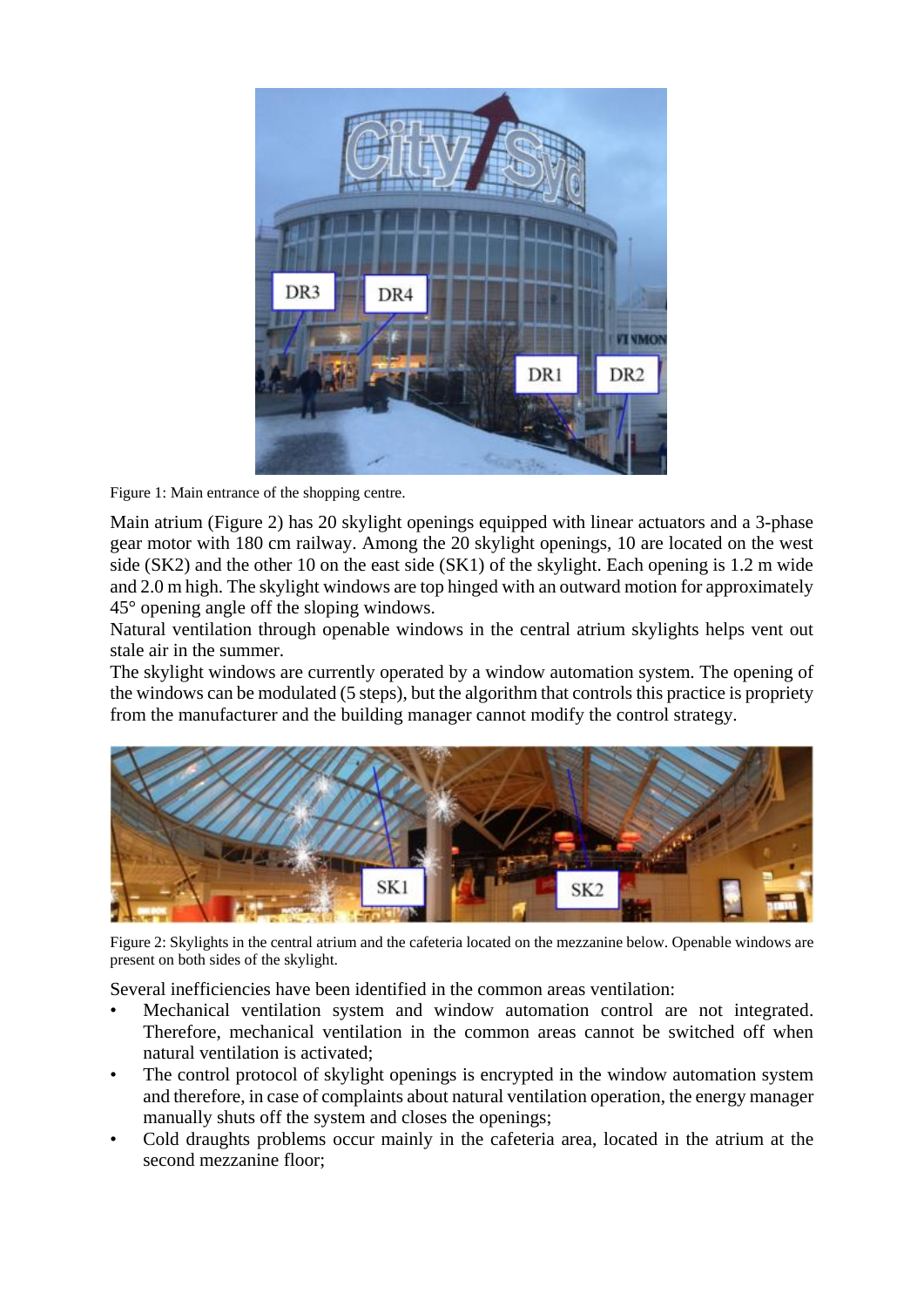Figure 1: Main entrance of the shopping centre.

Main atrium (Figure 2) has 20 skylight openings equipped with linear actuators and a 3-phase gear motor with 180 cm railway. Among the 20 skylight openings, 10 are located on the west side (SK2) and the other 10 on the east side (SK1) of the skylight. Each opening is 1.2 m wide and 2.0 m high. The skylight windows are top hinged with an outward motion for approximately 45° opening angle off the sloping windows.

Natural ventilation through openable windows in the central atrium skylights helps vent out stale air in the summer.

The skylight windows are currently operated by a window automation system. The opening of the windows can be modulated (5 steps), but the algorithm that controls this practice is propriety from the manufacturer and the building manager cannot modify the control strategy.

Figure 2: Skylights in the central atrium and the cafeteria located on the mezzanine below. Openable windows are present on both sides of the skylight.

Several inefficiencies have been identified in the common areas ventilation:

- Mechanical ventilation system and window automation control are not integrated. Therefore, mechanical ventilation in the common areas cannot be switched off when natural ventilation is activated;
- The control protocol of skylight openings is encrypted in the window automation system and therefore, in case of complaints about natural ventilation operation, the energy manager manually shuts off the system and closes the openings;
- Cold draughts problems occur mainly in the cafeteria area, located in the atrium at the second mezzanine floor;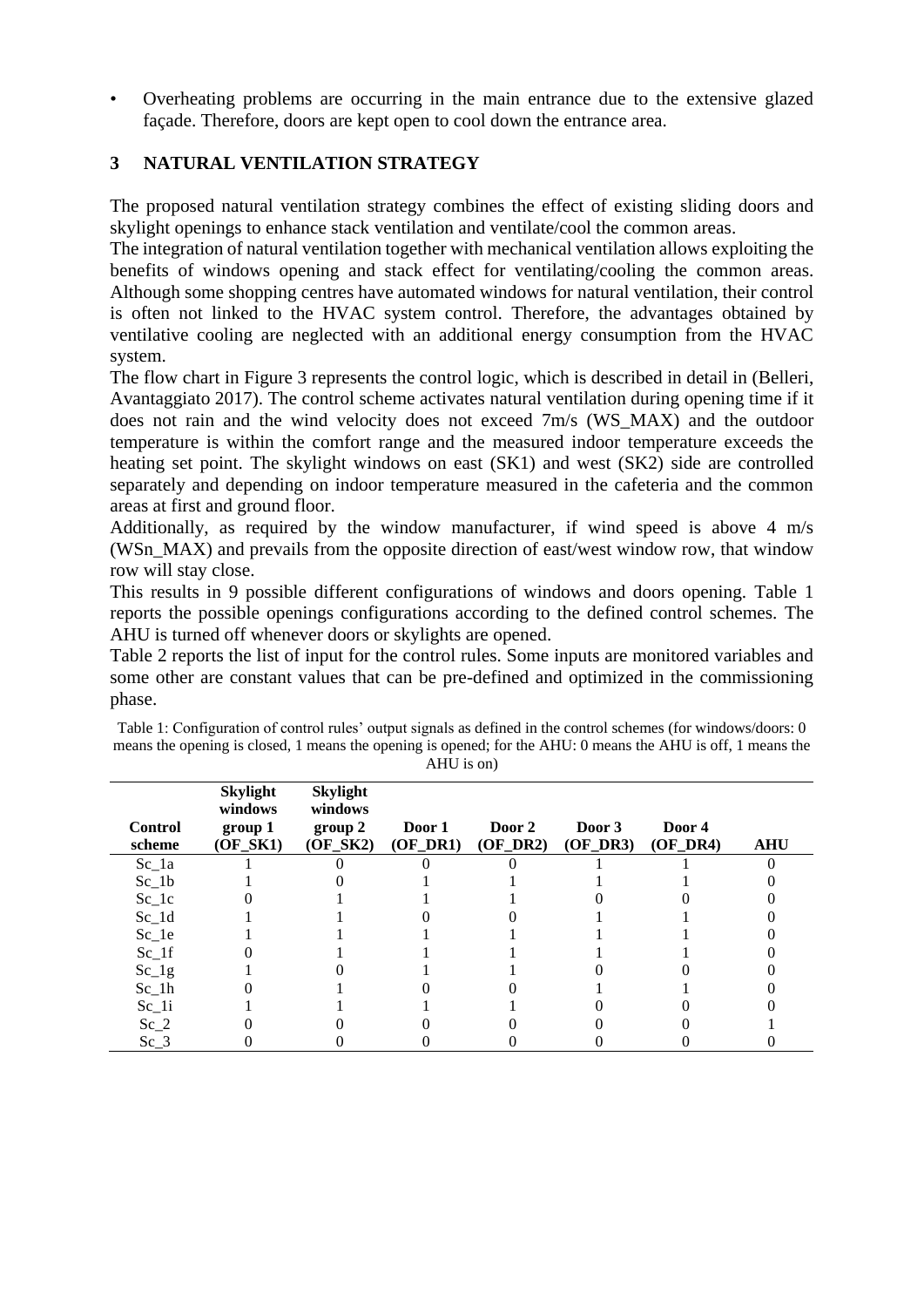- Overheating problems are occurring in the main entrance due to the extensive glazed façade. Therefore, doors are kept open to cool down the entrance area.

## 3 NATURAL VENTILATION STRATEGY

The proposed natural ventilation strategy combines the effect of existing sliding doors and skylight openings to enhance stack ventilation and ventilate/cool the common areas.

The integration of natural ventilation together with mechanical ventilation allows exploiting the benefits of windows opening and stack effect for ventilating/cooling the common areas. Although some shopping centres have automated windows for natural ventilation, their control is often not linked to the HVAC system control. Therefore, the advantages obtained by ventilative cooling are neglected with an additional energy consumption from the HVAC system.

The flow chart in Figure 3 represents the control logic, which is described in detail in (Belleri, Avantaggiato 2017). The control scheme activates natural ventilation during opening time if it does not rain and the wind velocity does not exceed 7m/s (WS_MAX) and the outdoor temperature is within the comfort range and the measured indoor temperature exceeds the heating set point. The skylight windows on east (SK1) and west (SK2) side are controlled separately and depending on indoor temperature measured in the cafeteria and the common areas at first and ground floor.

Additionally, as required by the window manufacturer, if wind speed is above 4 m/s (WSn_MAX) and prevails from the opposite direction of east/west window row, that window row will stay close.

This results in 9 possible different configurations of windows and doors opening. Table 1 reports the possible openings configurations according to the defined control schemes. The AHU is turned off whenever doors or skylights are opened.

Table 2 reports the list of input for the control rules. Some inputs are monitored variables and some other are constant values that can be pre-defined and optimized in the commissioning phase.

Table 1: Configuration of control rules' output signals as defined in the control schemes (for windows/doors: 0 means the opening is closed, 1 means the opening is opened; for the AHU: 0 means the AHU is off, 1 means the AHU is on)

| Control scheme | Skylight windows group 1 (OF_SK1) | Skylight windows group 2 (OF_SK2) | Door 1 (OF_DR1) | Door 2 (OF_DR2) | Door 3 (OF_DR3) | Door 4 (OF_DR4) | AHU |
|---|---|---|---|---|---|---|---|
| Sc_1a | 1 | 0 | 0 | 0 | 1 | 1 | 0 |
| Sc_1b | 1 | 0 | 1 | 1 | 1 | 1 | 0 |
| Sc_1c | 0 | 1 | 1 | 1 | 0 | 0 | 0 |
| Sc_1d | 1 | 1 | 0 | 0 | 1 | 1 | 0 |
| Sc_1e | 1 | 1 | 1 | 1 | 1 | 1 | 0 |
| Sc_1f | 0 | 1 | 1 | 1 | 1 | 1 | 0 |
| Sc_1g | 1 | 0 | 1 | 1 | 0 | 0 | 0 |
| Sc_1h | 0 | 1 | 0 | 0 | 1 | 1 | 0 |
| Sc_1i | 1 | 1 | 1 | 1 | 0 | 0 | 0 |
| Sc_2 | 0 | 0 | 0 | 0 | 0 | 0 | 1 |
| Sc_3 | 0 | 0 | 0 | 0 | 0 | 0 | 0 |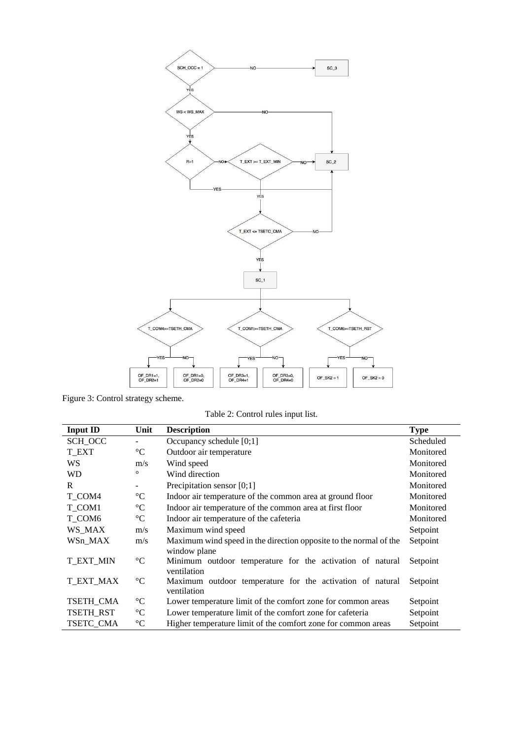Figure 3: Control strategy scheme.

Table 2: Control rules input list.

| Input ID | Unit | Description | Type |
|---|---|---|---|
| SCH_OCC | - | Occupancy schedule [0;1] | Scheduled |
| T_EXT | °C | Outdoor air temperature | Monitored |
| WS | m/s | Wind speed | Monitored |
| WD | ° | Wind direction | Monitored |
| R | - | Precipitation sensor [0;1] | Monitored |
| T_COM4 | °C | Indoor air temperature of the common area at ground floor | Monitored |
| T_COM1 | °C | Indoor air temperature of the common area at first floor | Monitored |
| T_COM6 | °C | Indoor air temperature of the cafeteria | Monitored |
| WS_MAX | m/s | Maximum wind speed | Setpoint |
| WSn_MAX | m/s | Maximum wind speed in the direction opposite to the normal of the window plane | Setpoint |
| T_EXT_MIN | °C | Minimum outdoor temperature for the activation of natural ventilation | Setpoint |
| T_EXT_MAX | °C | Maximum outdoor temperature for the activation of natural ventilation | Setpoint |
| TSETH_CMA | °C | Lower temperature limit of the comfort zone for common areas | Setpoint |
| TSETH_RST | °C | Lower temperature limit of the comfort zone for cafeteria | Setpoint |
| TSETC_CMA | °C | Higher temperature limit of the comfort zone for common areas | Setpoint |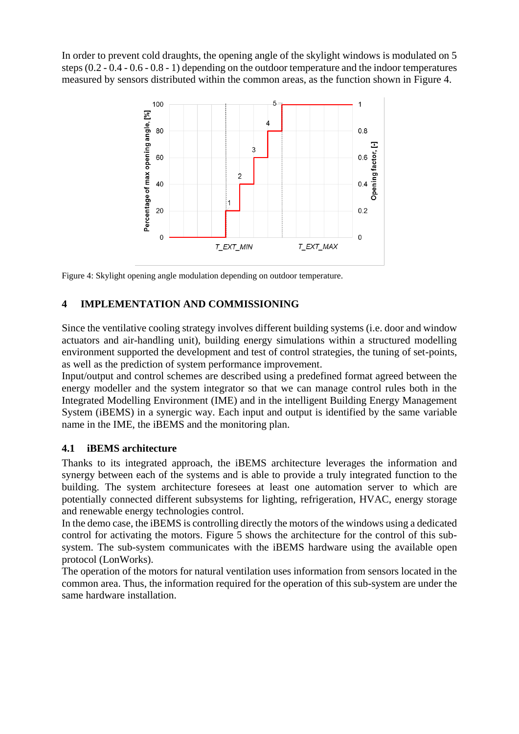In order to prevent cold draughts, the opening angle of the skylight windows is modulated on 5 steps (0.2 - 0.4 - 0.6 - 0.8 - 1) depending on the outdoor temperature and the indoor temperatures measured by sensors distributed within the common areas, as the function shown in Figure 4.

Figure 4: Skylight opening angle modulation depending on outdoor temperature.

## 4 IMPLEMENTATION AND COMMISSIONING

Since the ventilative cooling strategy involves different building systems (i.e. door and window actuators and air-handling unit), building energy simulations within a structured modelling environment supported the development and test of control strategies, the tuning of set-points, as well as the prediction of system performance improvement.
Input/output and control schemes are described using a predefined format agreed between the energy modeller and the system integrator so that we can manage control rules both in the Integrated Modelling Environment (IME) and in the intelligent Building Energy Management System (iBEMS) in a synergic way. Each input and output is identified by the same variable name in the IME, the iBEMS and the monitoring plan.

### 4.1 iBEMS architecture

Thanks to its integrated approach, the iBEMS architecture leverages the information and synergy between each of the systems and is able to provide a truly integrated function to the building. The system architecture foresees at least one automation server to which are potentially connected different subsystems for lighting, refrigeration, HVAC, energy storage and renewable energy technologies control.
In the demo case, the iBEMS is controlling directly the motors of the windows using a dedicated control for activating the motors. Figure 5 shows the architecture for the control of this sub-system. The sub-system communicates with the iBEMS hardware using the available open protocol (LonWorks).
The operation of the motors for natural ventilation uses information from sensors located in the common area. Thus, the information required for the operation of this sub-system are under the same hardware installation.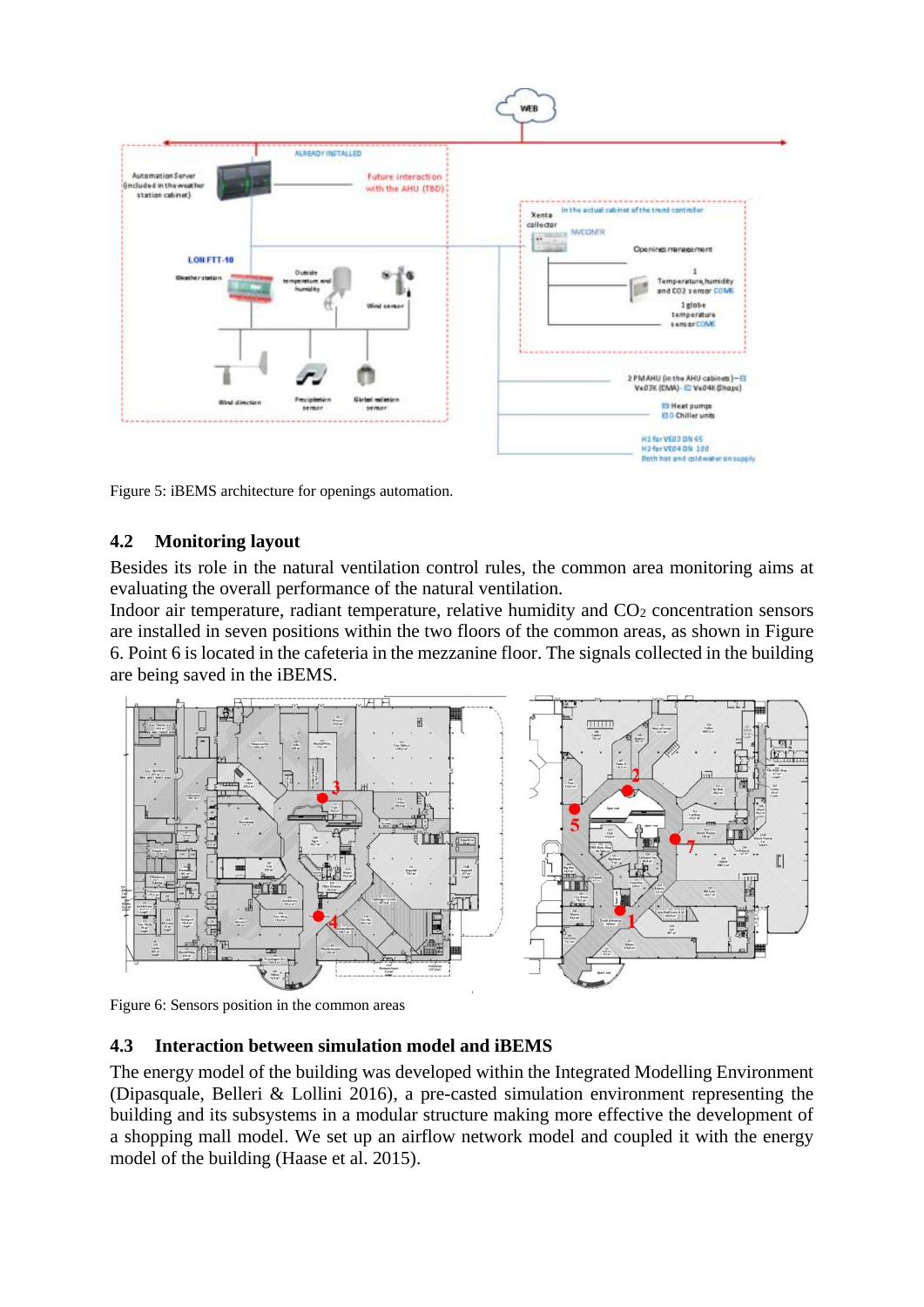Figure 5: iBEMS architecture for openings automation.

## 4.2 Monitoring layout

Besides its role in the natural ventilation control rules, the common area monitoring aims at evaluating the overall performance of the natural ventilation.
Indoor air temperature, radiant temperature, relative humidity and $CO_2$ concentration sensors are installed in seven positions within the two floors of the common areas, as shown in Figure 6. Point 6 is located in the cafeteria in the mezzanine floor. The signals collected in the building are being saved in the iBEMS.

Figure 6: Sensors position in the common areas

## 4.3 Interaction between simulation model and iBEMS

The energy model of the building was developed within the Integrated Modelling Environment (Dipasquale, Belleri & Lollini 2016), a pre-casted simulation environment representing the building and its subsystems in a modular structure making more effective the development of a shopping mall model. We set up an airflow network model and coupled it with the energy model of the building (Haase et al. 2015).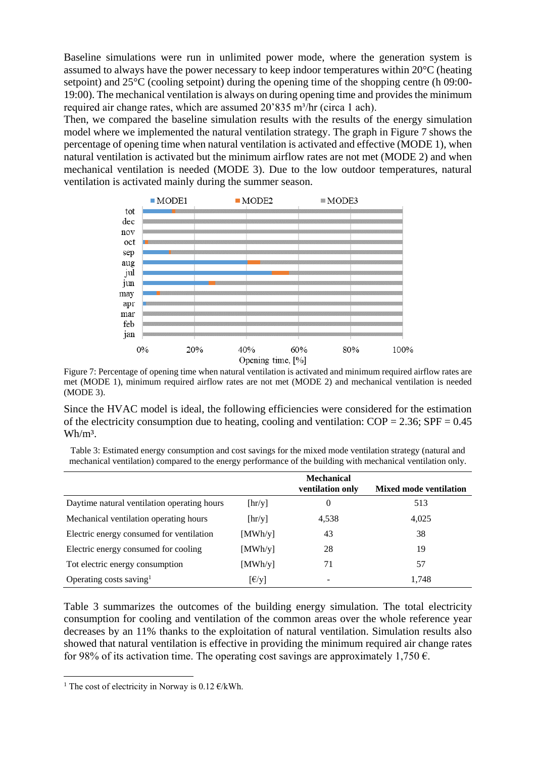Baseline simulations were run in unlimited power mode, where the generation system is assumed to always have the power necessary to keep indoor temperatures within 20°C (heating setpoint) and 25°C (cooling setpoint) during the opening time of the shopping centre (h 09:00-19:00). The mechanical ventilation is always on during opening time and provides the minimum required air change rates, which are assumed 20'835 m³/hr (circa 1 ach).

Then, we compared the baseline simulation results with the results of the energy simulation model where we implemented the natural ventilation strategy. The graph in Figure 7 shows the percentage of opening time when natural ventilation is activated and effective (MODE 1), when natural ventilation is activated but the minimum airflow rates are not met (MODE 2) and when mechanical ventilation is needed (MODE 3). Due to the low outdoor temperatures, natural ventilation is activated mainly during the summer season.

Figure 7: Percentage of opening time when natural ventilation is activated and minimum required airflow rates are met (MODE 1), minimum required airflow rates are not met (MODE 2) and mechanical ventilation is needed (MODE 3).

Since the HVAC model is ideal, the following efficiencies were considered for the estimation of the electricity consumption due to heating, cooling and ventilation: COP = 2.36; SPF = 0.45 Wh/m³.

Table 3: Estimated energy consumption and cost savings for the mixed mode ventilation strategy (natural and mechanical ventilation) compared to the energy performance of the building with mechanical ventilation only.

| | | **Mechanical ventilation only** | **Mixed mode ventilation** |
|---|---|---|---|
| Daytime natural ventilation operating hours | [hr/y] | 0 | 513 |
| Mechanical ventilation operating hours | [hr/y] | 4,538 | 4,025 |
| Electric energy consumed for ventilation | [MWh/y] | 43 | 38 |
| Electric energy consumed for cooling | [MWh/y] | 28 | 19 |
| Tot electric energy consumption | [MWh/y] | 71 | 57 |
| Operating costs saving[1] | [€/y] | - | 1,748 |

Table 3 summarizes the outcomes of the building energy simulation. The total electricity consumption for cooling and ventilation of the common areas over the whole reference year decreases by an 11% thanks to the exploitation of natural ventilation. Simulation results also showed that natural ventilation is effective in providing the minimum required air change rates for 98% of its activation time. The operating cost savings are approximately 1,750 €.

[1] The cost of electricity in Norway is 0.12 €/kWh.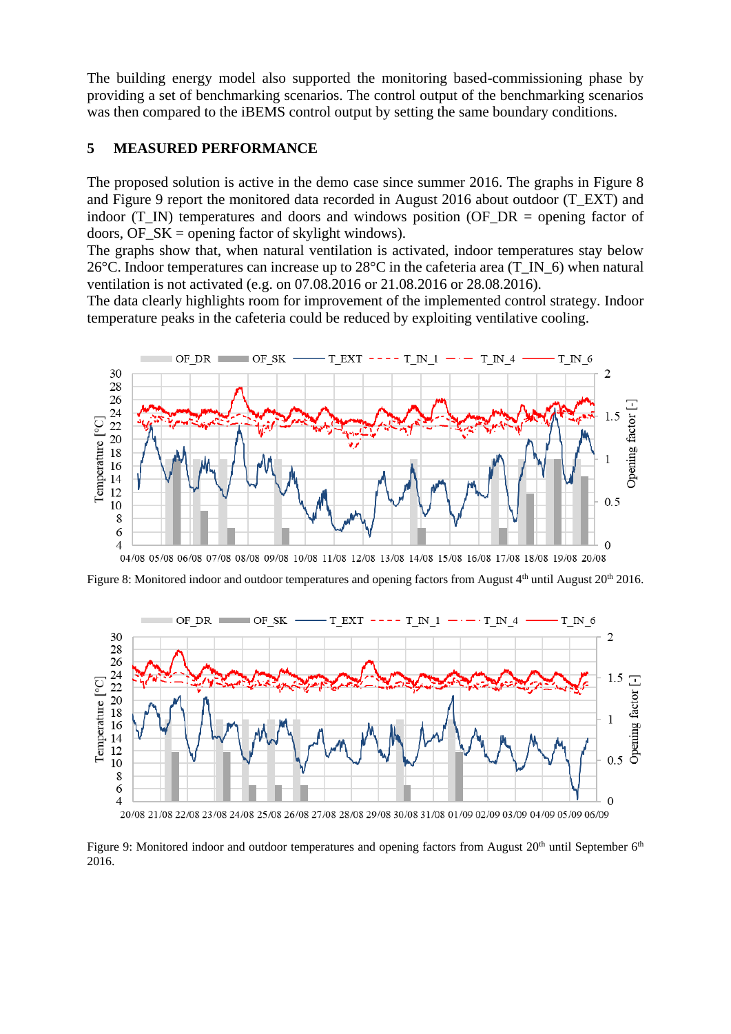The building energy model also supported the monitoring based-commissioning phase by providing a set of benchmarking scenarios. The control output of the benchmarking scenarios was then compared to the iBEMS control output by setting the same boundary conditions.

## 5 MEASURED PERFORMANCE

The proposed solution is active in the demo case since summer 2016. The graphs in Figure 8 and Figure 9 report the monitored data recorded in August 2016 about outdoor (T_EXT) and indoor (T_IN) temperatures and doors and windows position (OF_DR = opening factor of doors, OF_SK = opening factor of skylight windows).

The graphs show that, when natural ventilation is activated, indoor temperatures stay below 26°C. Indoor temperatures can increase up to 28°C in the cafeteria area (T_IN_6) when natural ventilation is not activated (e.g. on 07.08.2016 or 21.08.2016 or 28.08.2016).

The data clearly highlights room for improvement of the implemented control strategy. Indoor temperature peaks in the cafeteria could be reduced by exploiting ventilative cooling.

Figure 8: Monitored indoor and outdoor temperatures and opening factors from August 4th until August 20th 2016.

Figure 9: Monitored indoor and outdoor temperatures and opening factors from August 20th until September 6th 2016.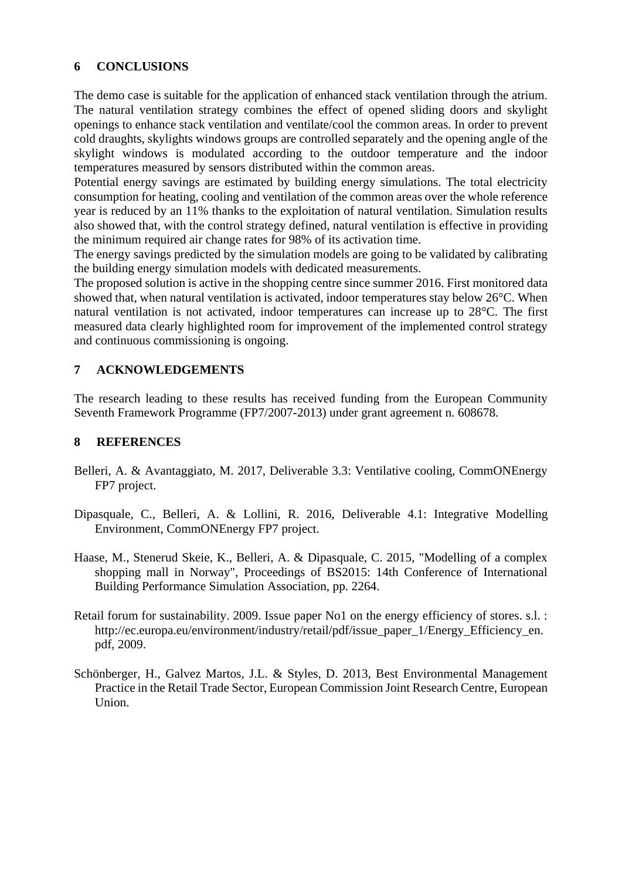## 6 CONCLUSIONS

The demo case is suitable for the application of enhanced stack ventilation through the atrium. The natural ventilation strategy combines the effect of opened sliding doors and skylight openings to enhance stack ventilation and ventilate/cool the common areas. In order to prevent cold draughts, skylights windows groups are controlled separately and the opening angle of the skylight windows is modulated according to the outdoor temperature and the indoor temperatures measured by sensors distributed within the common areas.

Potential energy savings are estimated by building energy simulations. The total electricity consumption for heating, cooling and ventilation of the common areas over the whole reference year is reduced by an 11% thanks to the exploitation of natural ventilation. Simulation results also showed that, with the control strategy defined, natural ventilation is effective in providing the minimum required air change rates for 98% of its activation time.

The energy savings predicted by the simulation models are going to be validated by calibrating the building energy simulation models with dedicated measurements.

The proposed solution is active in the shopping centre since summer 2016. First monitored data showed that, when natural ventilation is activated, indoor temperatures stay below 26°C. When natural ventilation is not activated, indoor temperatures can increase up to 28°C. The first measured data clearly highlighted room for improvement of the implemented control strategy and continuous commissioning is ongoing.

## 7 ACKNOWLEDGEMENTS

The research leading to these results has received funding from the European Community Seventh Framework Programme (FP7/2007-2013) under grant agreement n. 608678.

## 8 REFERENCES

Belleri, A. & Avantaggiato, M. 2017, Deliverable 3.3: Ventilative cooling, CommONEnergy FP7 project.

Dipasquale, C., Belleri, A. & Lollini, R. 2016, Deliverable 4.1: Integrative Modelling Environment, CommONEnergy FP7 project.

Haase, M., Stenerud Skeie, K., Belleri, A. & Dipasquale, C. 2015, "Modelling of a complex shopping mall in Norway", Proceedings of BS2015: 14th Conference of International Building Performance Simulation Association, pp. 2264.

Retail forum for sustainability. 2009. Issue paper No1 on the energy efficiency of stores. s.l. : http://ec.europa.eu/environment/industry/retail/pdf/issue_paper_1/Energy_Efficiency_en.pdf, 2009.

Schönberger, H., Galvez Martos, J.L. & Styles, D. 2013, Best Environmental Management Practice in the Retail Trade Sector, European Commission Joint Research Centre, European Union.